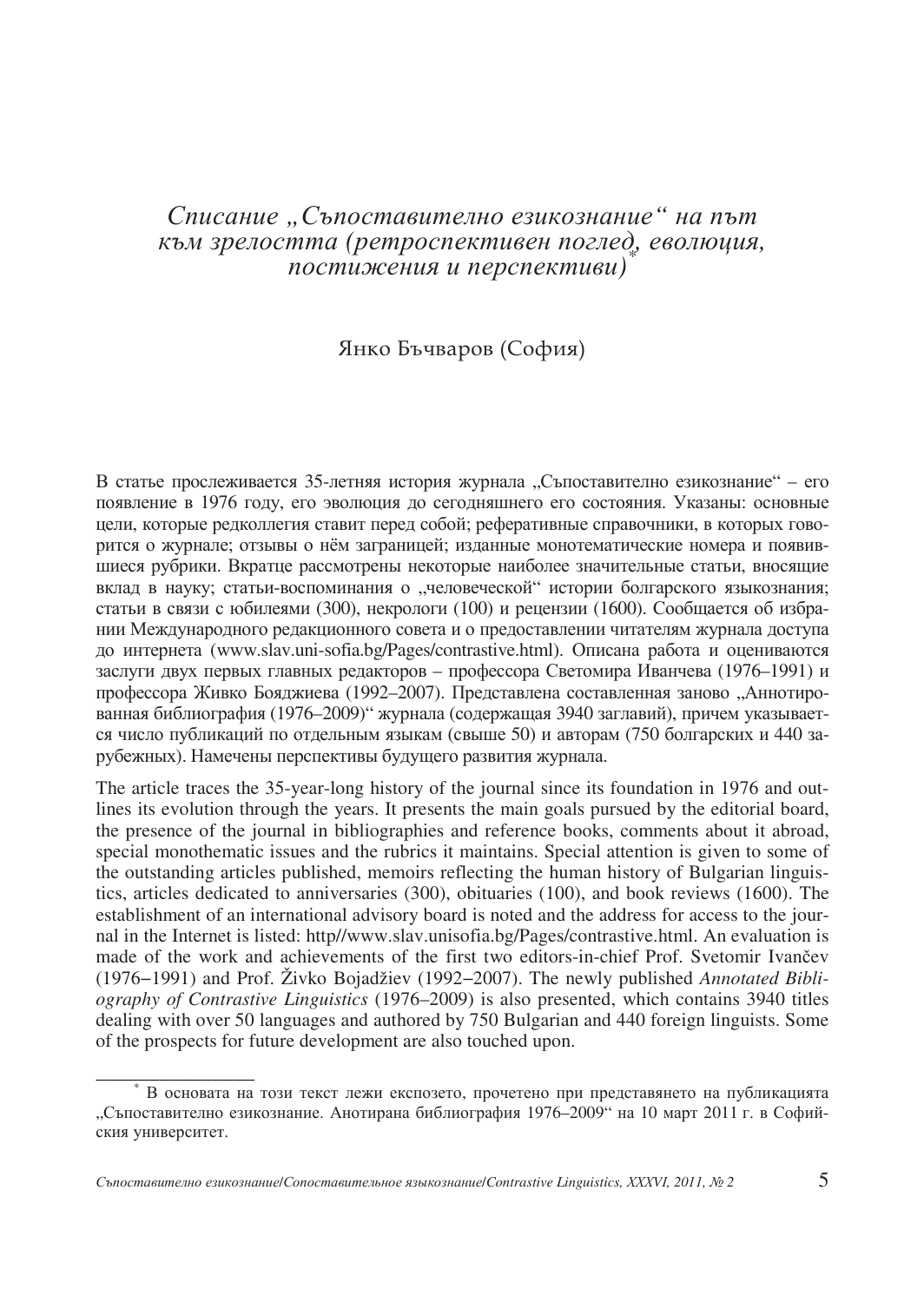# *Списание „Съпоставително езикознание“ на път към зрелостта (ретроспективен поглед, еволюция, постижения и перспективи)*[*]

Янко Бъчваров (София)

В статье прослеживается 35-летняя история журнала „Съпоставително езикознание“ – его появление в 1976 году, его эволюция до сегодняшнего его состояния. Указаны: основные цели, которые редколлегия ставит перед собой; реферативные справочники, в которых говорится о журнале; отзывы о нём заграницей; изданные монотематические номера и появившиеся рубрики. Вкратце рассмотрены некоторые наиболее значительные статьи, вносящие вклад в науку; статьи-воспоминания о „человеческой“ истории болгарского языкознания; статьи в связи с юбилеями (300), некрологи (100) и рецензии (1600). Сообщается об избрании Международного редакционного совета и о предоставлении читателям журнала доступа до интернета (www.slav.uni-sofia.bg/Pages/contrastive.html). Описана работа и оцениваются заслуги двух первых главных редакторов – профессора Светомира Иванчева (1976–1991) и профессора Живко Бояджиева (1992–2007). Представлена составленная заново „Аннотированная библиография (1976–2009)“ журнала (содержащая 3940 заглавий), причем указывается число публикаций по отдельным языкам (свыше 50) и авторам (750 болгарских и 440 зарубежных). Намечены перспективы будущего развития журнала.

The article traces the 35-year-long history of the journal since its foundation in 1976 and outlines its evolution through the years. It presents the main goals pursued by the editorial board, the presence of the journal in bibliographies and reference books, comments about it abroad, special monothematic issues and the rubrics it maintains. Special attention is given to some of the outstanding articles published, memoirs reflecting the human history of Bulgarian linguistics, articles dedicated to anniversaries (300), obituaries (100), and book reviews (1600). The establishment of an international advisory board is noted and the address for access to the journal in the Internet is listed: http//www.slav.unisofia.bg/Pages/contrastive.html. An evaluation is made of the work and achievements of the first two editors-in-chief Prof. Svetomir Ivančev (1976–1991) and Prof. Živko Bojadžiev (1992–2007). The newly published *Annotated Bibliography of Contrastive Linguistics* (1976–2009) is also presented, which contains 3940 titles dealing with over 50 languages and authored by 750 Bulgarian and 440 foreign linguists. Some of the prospects for future development are also touched upon.

---

[*] В основата на този текст лежи експозето, прочетено при представянето на публикацията „Съпоставително езикознание. Анотирана библиография 1976–2009“ на 10 март 2011 г. в Софийския университет.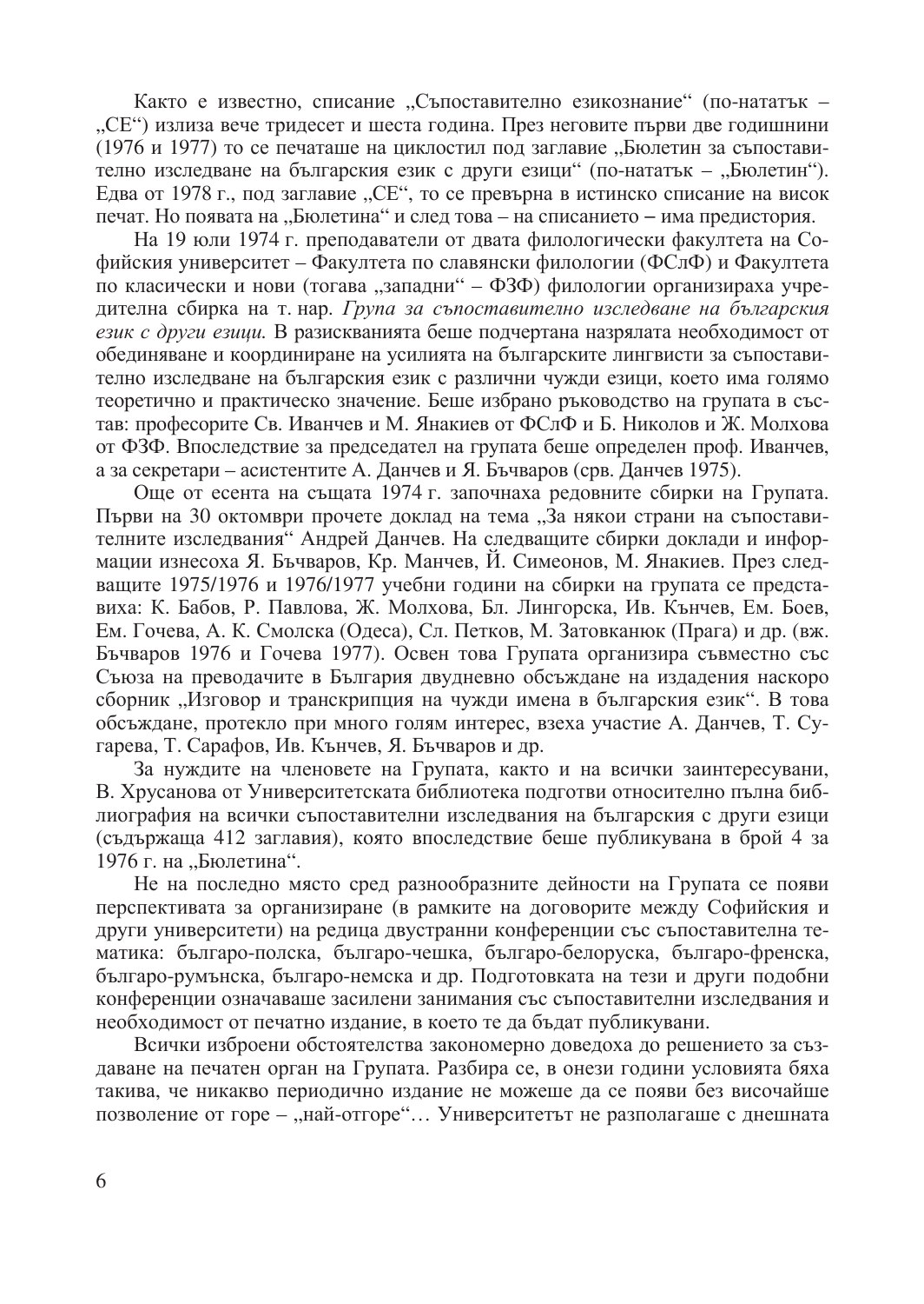Както е известно, списание „Съпоставително езикознание“ (по-нататък – „СЕ“) излиза вече тридесет и шеста година. През неговите първи две годишнини (1976 и 1977) то се печаташе на циклостил под заглавие „Бюлетин за съпоставително изследване на българския език с други езици“ (по-нататък – „Бюлетин“). Едва от 1978 г., под заглавие „СЕ“, то се превърна в истинско списание на висок печат. Но появата на „Бюлетина“ и след това – на списанието – има предистория.

На 19 юли 1974 г. преподаватели от двата филологически факултета на Софийския университет – Факултета по славянски филологии (ФСлФ) и Факултета по класически и нови (тогава „западни“ – ФЗФ) филологии организираха учредителна сбирка на т. нар. *Група за съпоставително изследване на българския език с други езици.* В разискванията беше подчертана назрялата необходимост от обединяване и координиране на усилията на българските лингвисти за съпоставително изследване на българския език с различни чужди езици, което има голямо теоретично и практическо значение. Беше избрано ръководство на групата в състав: професорите Св. Иванчев и М. Янакиев от ФСлФ и Б. Николов и Ж. Молхова от ФЗФ. Впоследствие за председател на групата беше определен проф. Иванчев, а за секретари – асистентите А. Данчев и Я. Бъчваров (срв. Данчев 1975).

Още от есента на същата 1974 г. започнаха редовните сбирки на Групата. Първи на 30 октомври прочете доклад на тема „За някои страни на съпоставителните изследвания“ Андрей Данчев. На следващите сбирки доклади и информации изнесоха Я. Бъчваров, Кр. Манчев, Й. Симеонов, М. Янакиев. През следващите 1975/1976 и 1976/1977 учебни години на сбирки на групата се представиха: К. Бабов, Р. Павлова, Ж. Молхова, Бл. Лингорска, Ив. Кънчев, Ем. Боев, Ем. Гочева, А. К. Смолска (Одеса), Сл. Петков, М. Затовканюк (Прага) и др. (вж. Бъчваров 1976 и Гочева 1977). Освен това Групата организира съвместно със Съюза на преводачите в България двудневно обсъждане на издадения наскоро сборник „Изговор и транскрипция на чужди имена в българския език“. В това обсъждане, протекло при много голям интерес, взеха участие А. Данчев, Т. Сугарева, Т. Сарафов, Ив. Кънчев, Я. Бъчваров и др.

За нуждите на членовете на Групата, както и на всички заинтересувани, В. Хрусанова от Университетската библиотека подготви относително пълна библиография на всички съпоставителни изследвания на българския с други езици (съдържаща 412 заглавия), която впоследствие беше публикувана в брой 4 за 1976 г. на „Бюлетина“.

Не на последно място сред разнообразните дейности на Групата се появи перспективата за организиране (в рамките на договорите между Софийския и други университети) на редица двустранни конференции със съпоставителна тематика: българо-полска, българо-чешка, българо-белоруска, българо-френска, българо-румънска, българо-немска и др. Подготовката на тези и други подобни конференции означаваше засилени занимания със съпоставителни изследвания и необходимост от печатно издание, в което те да бъдат публикувани.

Всички изброени обстоятелства закономерно доведоха до решението за създаване на печатен орган на Групата. Разбира се, в онези години условията бяха такива, че никакво периодично издание не можеше да се появи без височайше позволение от горе – „най-отгоре“… Университетът не разполагаше с днешната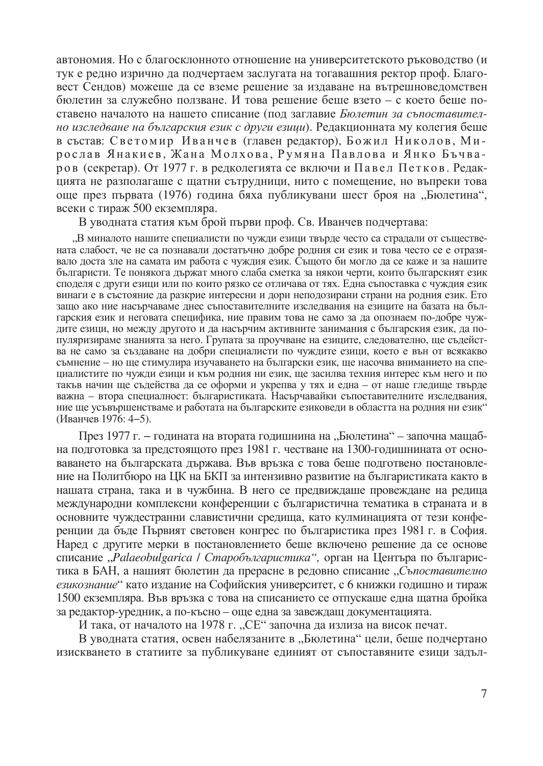автономия. Но с благосклонното отношение на университетското ръководство (и тук е редно изрично да подчертаем заслугата на тогавашния ректор проф. Благовест Сендов) можеше да се вземе решение за издаване на вътрешноведомствен бюлетин за служебно ползване. И това решение беше взето – с което беше поставено началото на нашето списание (под заглавие *Бюлетин за съпоставително изследване на българския език с други езици*). Редакционната му колегия беше в състав: Светомир Иванчев (главен редактор), Божил Николов, Мирослав Янакиев, Жана Молхова, Румяна Павлова и Янко Бъчваров (секретар). От 1977 г. в редколегията се включи и Павел Петков. Редакцията не разполагаше с щатни сътрудници, нито с помещение, но въпреки това още през първата (1976) година бяха публикувани шест броя на „Бюлетина“, всеки с тираж 500 екземпляра.

В уводната статия към брой първи проф. Св. Иванчев подчертава:

> „В миналото нашите специалисти по чужди езици твърде често са страдали от съществената слабост, че не са познавали достатъчно добре родния си език и това често се е отразявало доста зле на самата им работа с чуждия език. Същото би могло да се каже и за нашите българисти. Те понякога държат много слаба сметка за някои черти, които българският език споделя с други езици или по които рязко се отличава от тях. Една съпоставка с чуждия език винаги е в състояние да разкрие интересни и дори неподозирани страни на родния език. Ето защо ако ние насърчаваме днес съпоставителните изследвания на езиците на базата на българския език и неговата специфика, ние правим това не само за да опознаем по-добре чуждите езици, но между другото и да насърчим активните занимания с българския език, да популяризираме знанията за него. Групата за проучване на езиците, следователно, ще съдейства не само за създаване на добри специалисти по чуждите езици, което е вън от всякакво съмнение – но ще стимулира изучаването на български език, ще насочва вниманието на специалистите по чужди езици и към родния ни език, ще засилва техния интерес към него и по такъв начин ще съдейства да се оформи и укрепва у тях и една – от наше гледище твърде важна – втора специалност: българистиката. Насърчавайки съпоставителните изследвания, ние ще усъвършенстваме и работата на българските езиковеди в областта на родния ни език“ (Иванчев 1976: 4–5).

През 1977 г. – годината на втората годишнина на „Бюлетина“ – започна мащабна подготовка за предстоящото през 1981 г. честване на 1300-годишнината от основаването на българската държава. Във връзка с това беше подготвено постановление на Политбюро на ЦК на БКП за интензивно развитие на българистиката както в нашата страна, така и в чужбина. В него се предвиждаше провеждане на редица международни комплексни конференции с българистична тематика в страната и в основните чуждестранни славистични средища, като кулминацията от тези конференции да бъде Първият световен конгрес по българистика през 1981 г. в София. Наред с другите мерки в постановлението беше включено решение да се основе списание „*Palaeobulgarica / Старобългаристика“,* орган на Центъра по българистика в БАН, а нашият бюлетин да прерасне в редовно списание „*Съпоставително езикознание*“ като издание на Софийския университет, с 6 книжки годишно и тираж 1500 екземпляра. Във връзка с това на списанието се отпускаше една щатна бройка за редактор-уредник, а по-късно – още една за завеждащ документацията.

И така, от началото на 1978 г. „СЕ“ започна да излиза на висок печат.

В уводната статия, освен набелязаните в „Бюлетина“ цели, беше подчертано изискването в статиите за публикуване единият от съпоставяните езици задъл-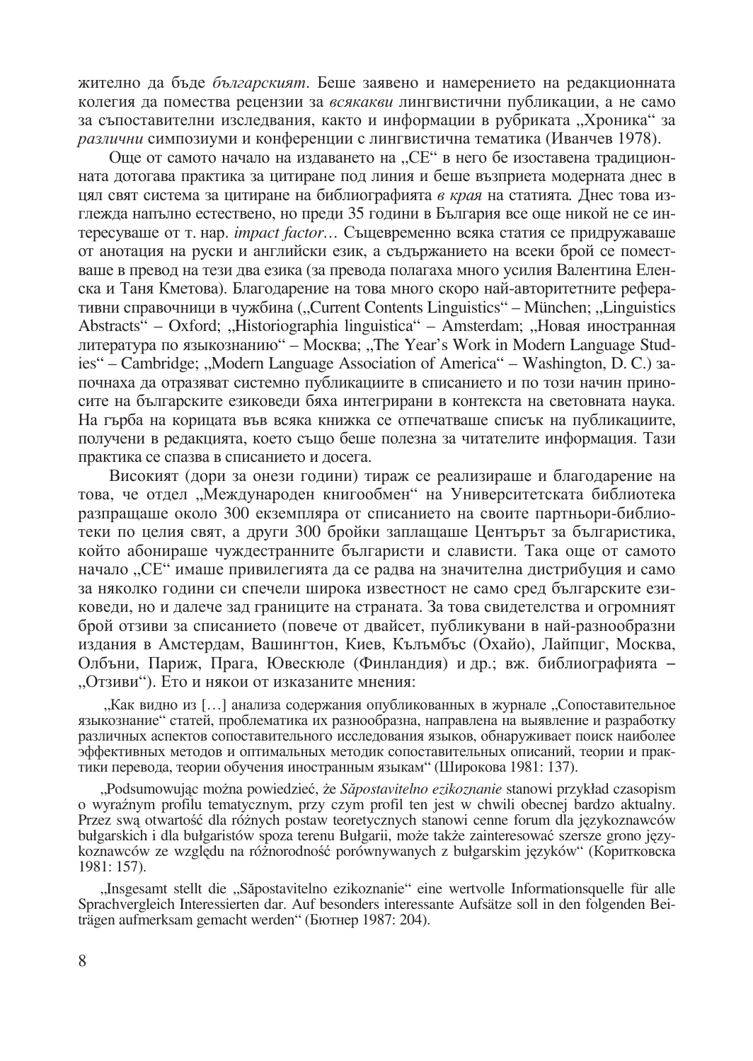жително да бъде *българският*. Беше заявено и намерението на редакционната колегия да помества рецензии за *всякакви* лингвистични публикации, а не само за съпоставителни изследвания, както и информации в рубриката „Хроника“ за *различни* симпозиуми и конференции с лингвистична тематика (Иванчев 1978).

Още от самото начало на издаването на „СЕ“ в него бе изоставена традиционната дотогава практика за цитиране под линия и беше възприета модерната днес в цял свят система за цитиране на библиографията *в края* на статията. Днес това изглежда напълно естествено, но преди 35 години в България все още никой не се интересуваше от т. нар. *impact factor*… Същевременно всяка статия се придружаваше от анотация на руски и английски език, а съдържанието на всеки брой се поместваше в превод на тези два езика (за превода полагаха много усилия Валентина Еленска и Таня Кметова). Благодарение на това много скоро най-авторитетните реферативни справочници в чужбина („Current Contents Linguistics“ – München; „Linguistics Abstracts“ – Oxford; „Historiographia linguistica“ – Amsterdam; „Новая иностранная литература по языкознанию“ – Москва; „The Year’s Work in Modern Language Studies“ – Cambridge; „Modern Language Association of America“ – Washington, D. C.) започнаха да отразяват системно публикациите в списанието и по този начин приносите на българските езиковеди бяха интегрирани в контекста на световната наука. На гърба на корицата във всяка книжка се отпечатваше списък на публикациите, получени в редакцията, което също беше полезна за читателите информация. Тази практика се спазва в списанието и досега.

Високият (дори за онези години) тираж се реализираше и благодарение на това, че отдел „Международен книгообмен“ на Университетската библиотека разпращаше около 300 екземпляра от списанието на своите партньори-библиотеки по целия свят, а други 300 бройки заплащаше Центърът за българистика, който абонираше чуждестранните българисти и слависти. Така още от самото начало „СЕ“ имаше привилегията да се радва на значителна дистрибуция и само за няколко години си спечели широка известност не само сред българските езиковеди, но и далече зад границите на страната. За това свидетелства и огромният брой отзиви за списанието (повече от двайсет, публикувани в най-разнообразни издания в Амстердам, Вашингтон, Киев, Кълъмбъс (Охайо), Лайпциг, Москва, Олбъни, Париж, Прага, Ювескюле (Финландия) и др.; вж. библиографията – „Отзиви“). Ето и някои от изказаните мнения:

> „Как видно из […] анализа содержания опубликованных в журнале „Сопоставительное языкознание“ статей, проблематика их разнообразна, направлена на выявление и разработку различных аспектов сопоставительного исследования языков, обнаруживает поиск наиболее эффективных методов и оптимальных методик сопоставительных описаний, теории и практики перевода, теории обучения иностранным языкам“ (Широкова 1981: 137).

> „Podsumowując można powiedzieć, że *Săpostavitelno ezikoznanie* stanowi przykład czasopism o wyraźnym profilu tematycznym, przy czym profil ten jest w chwili obecnej bardzo aktualny. Przez swą otwartość dla różnych postaw teoretycznych stanowi cenne forum dla językoznawców bułgarskich i dla bułgarystów spoza terenu Bułgarii, może także zainteresować szersze grono językoznawców ze względu na różnorodność porównywanych z bułgarskim języków“ (Коритковска 1981: 157).

> „Insgesamt stellt die „Săpostavitelno ezikoznanie“ eine wertvolle Informationsquelle für alle Sprachvergleich Interessierten dar. Auf besonders interessante Aufsätze soll in den folgenden Beiträgen aufmerksam gemacht werden“ (Бютнер 1987: 204).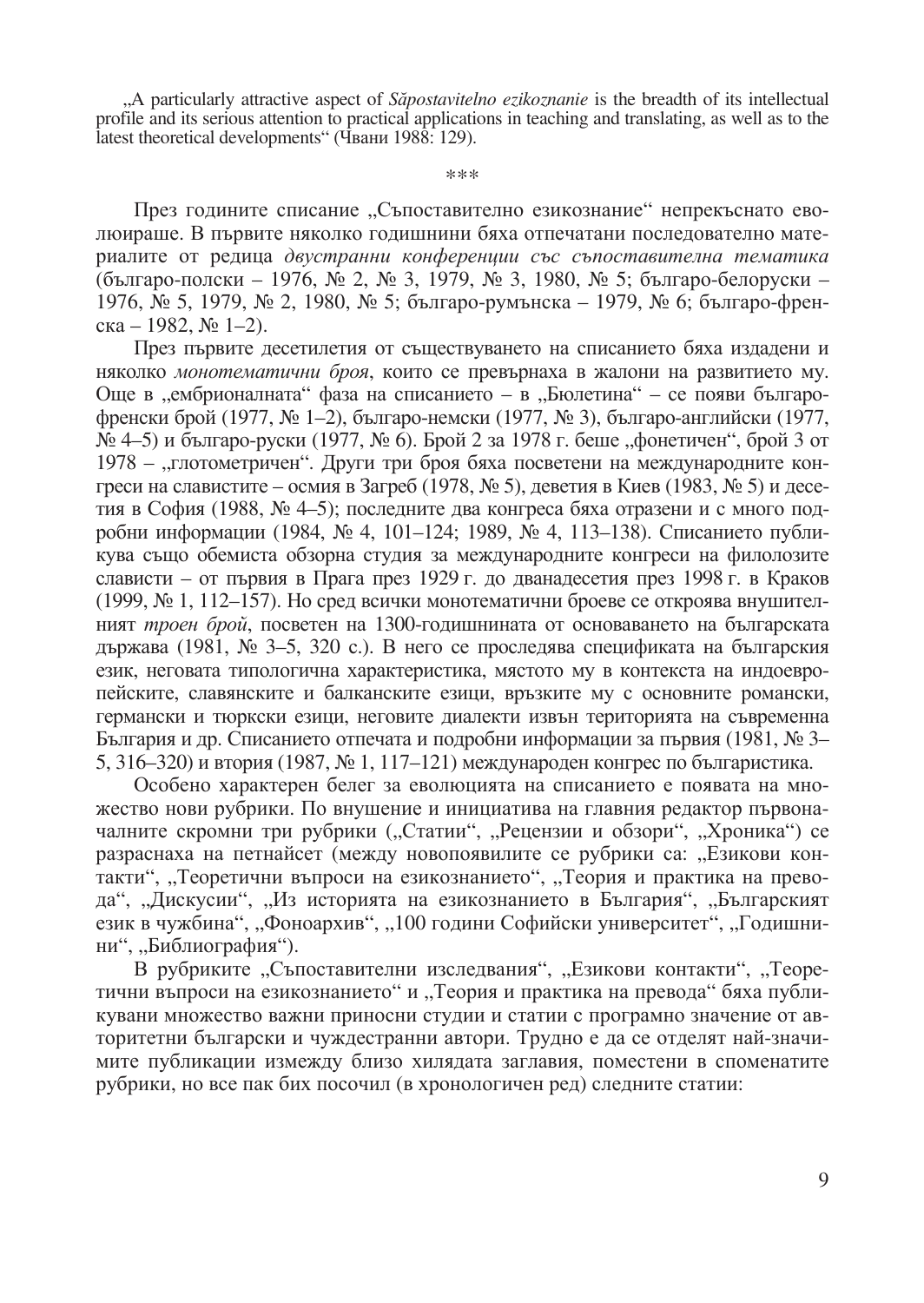„A particularly attractive aspect of *Săpostavitelno ezikoznanie* is the breadth of its intellectual profile and its serious attention to practical applications in teaching and translating, as well as to the latest theoretical developments“ (Чвани 1988: 129).

\*\*\*

През годините списание „Съпоставително езикознание“ непрекъснато еволюираше. В първите няколко годишнини бяха отпечатани последователно материалите от редица *двустранни конференции със съпоставителна тематика* (българо-полски – 1976, № 2, № 3, 1979, № 3, 1980, № 5; българо-белоруски – 1976, № 5, 1979, № 2, 1980, № 5; българо-румънска – 1979, № 6; българо-френска – 1982, № 1–2).

През първите десетилетия от съществуването на списанието бяха издадени и няколко *монотематични броя*, които се превърнаха в жалони на развитието му. Още в „ембрионалната“ фаза на списанието – в „Бюлетина“ – се появи българо-френски брой (1977, № 1–2), българо-немски (1977, № 3), българо-английски (1977, № 4–5) и българо-руски (1977, № 6). Брой 2 за 1978 г. беше „фонетичен“, брой 3 от 1978 – „глотометричен“. Други три броя бяха посветени на международните конгреси на славистите – осмия в Загреб (1978, № 5), деветия в Киев (1983, № 5) и десетия в София (1988, № 4–5); последните два конгреса бяха отразени и с много подробни информации (1984, № 4, 101–124; 1989, № 4, 113–138). Списанието публикува също обемиста обзорна студия за международните конгреси на филолозите слависти – от първия в Прага през 1929 г. до дванадесетия през 1998 г. в Краков (1999, № 1, 112–157). Но сред всички монотематични броеве се откроява внушителният *троен брой*, посветен на 1300-годишнината от основаването на българската държава (1981, № 3–5, 320 с.). В него се проследява спецификата на българския език, неговата типологична характеристика, мястото му в контекста на индоевропейските, славянските и балканските езици, връзките му с основните романски, германски и тюркски езици, неговите диалекти извън територията на съвременна България и др. Списанието отпечата и подробни информации за първия (1981, № 3–5, 316–320) и втория (1987, № 1, 117–121) международен конгрес по българистика.

Особено характерен белег за еволюцията на списанието е появата на множество нови рубрики. По внушение и инициатива на главния редактор първоначалните скромни три рубрики („Статии“, „Рецензии и обзори“, „Хроника“) се разраснаха на петнайсет (между новопоявилите се рубрики са: „Езикови контакти“, „Теоретични въпроси на езикознанието“, „Теория и практика на превода“, „Дискусии“, „Из историята на езикознанието в България“, „Българският език в чужбина“, „Фоноархив“, „100 години Софийски университет“, „Годишнини“, „Библиография“).

В рубриките „Съпоставителни изследвания“, „Езикови контакти“, „Теоретични въпроси на езикознанието“ и „Теория и практика на превода“ бяха публикувани множество важни приносни студии и статии с програмно значение от авторитетни български и чуждестранни автори. Трудно е да се отделят най-значимите публикации измежду близо хилядата заглавия, поместени в споменатите рубрики, но все пак бих посочил (в хронологичен ред) следните статии: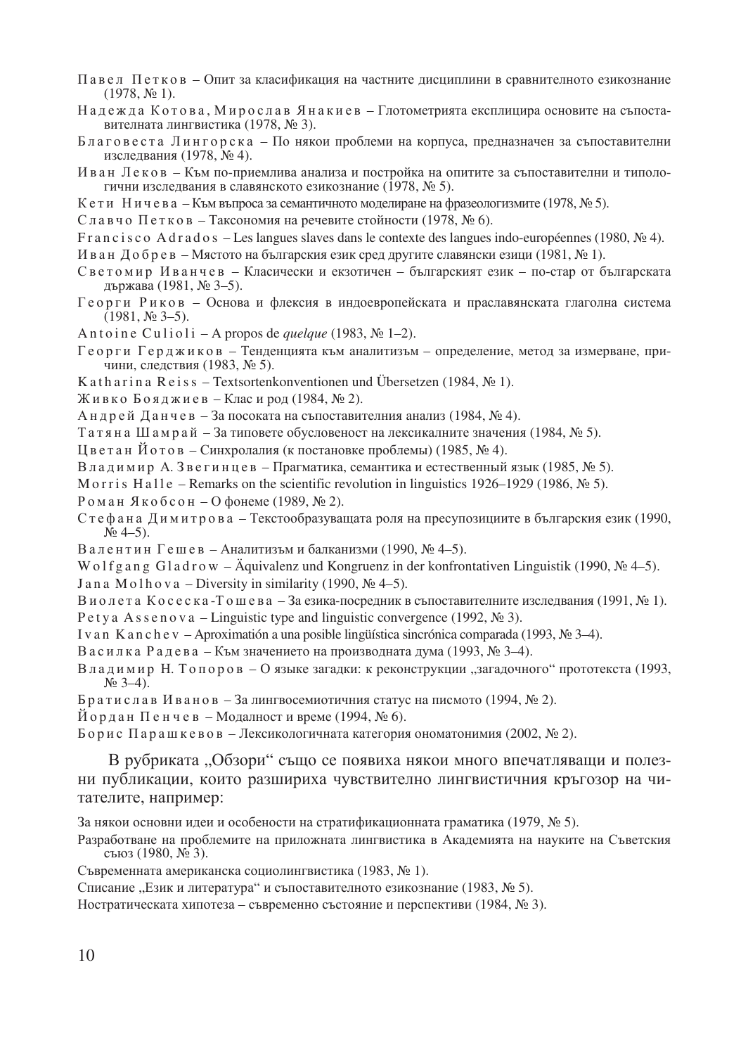Павел Петков – Опит за класификация на частните дисциплини в сравнителното езикознание (1978, № 1).

Надежда Котова, Мирослав Янакиев – Глотометрията експлицира основите на съпоставителната лингвистика (1978, № 3).

Благовеста Лингорска – По някои проблеми на корпуса, предназначен за съпоставителни изследвания (1978, № 4).

Иван Леков – Към по-приемлива анализа и постройка на опитите за съпоставителни и типологични изследвания в славянското езикознание (1978, № 5).

Кети Ничева – Към въпроса за семантичното моделиране на фразеологизмите (1978, № 5).

Славчо Петков – Таксономия на речевите стойности (1978, № 6).

Francisco Adrados – Les langues slaves dans le contexte des langues indo-européennes (1980, № 4).

Иван Добрев – Мястото на българския език сред другите славянски езици (1981, № 1).

Светомир Иванчев – Класически и екзотичен – българският език – по-стар от българската държава (1981, № 3–5).

Георги Риков – Основа и флексия в индоевропейската и праславянската глаголна система (1981, № 3–5).

Antoine Culioli – A propos de *quelque* (1983, № 1–2).

Георги Герджиков – Тенденцията към аналитизъм – определение, метод за измерване, причини, следствия (1983, № 5).

Katharina Reiss – Textsortenkonventionen und Übersetzen (1984, № 1).

Живко Бояджиев – Клас и род (1984, № 2).

Андрей Данчев – За посоката на съпоставителния анализ (1984, № 4).

Татяна Шамрай – За типовете обусловеност на лексикалните значения (1984, № 5).

Цветан Йотов – Синхролалия (к постановке проблемы) (1985, № 4).

Владимир А. Звегинцев – Прагматика, семантика и естественный язык (1985, № 5).

Morris Halle – Remarks on the scientific revolution in linguistics 1926–1929 (1986, № 5).

Роман Якобсон – О фонеме (1989, № 2).

Стефана Димитрова – Текстообразуващата роля на пресупозициите в българския език (1990, № 4–5).

Валентин Гешев – Аналитизъм и балканизми (1990, № 4–5).

Wolfgang Gladrow – Äquivalenz und Kongruenz in der konfrontativen Linguistik (1990, № 4–5).

Jana Molhova – Diversity in similarity (1990, № 4–5).

Виолета Косеска-Тошева – За езика-посредник в съпоставителните изследвания (1991, № 1).

Petya Assenova – Linguistic type and linguistic convergence (1992, № 3).

Ivan Kanchev – Aproximatión a una posible lingüística sincrónica comparada (1993, № 3–4).

Василка Радева – Към значението на производната дума (1993, № 3–4).

Владимир Н. Топоров – О языке загадки: к реконструкции „загадочного“ прототекста (1993, № 3–4).

Братислав Иванов – За лингвосемиотичния статус на писмото (1994, № 2).

Йордан Пенчев – Модалност и време (1994, № 6).

Борис Парашкевов – Лексикологичната категория ономатонимия (2002, № 2).

В рубриката „Обзори“ също се появиха някои много впечатляващи и полезни публикации, които разшириха чувствително лингвистичния кръгозор на читателите, например:

За някои основни идеи и особености на стратификационната граматика (1979, № 5).

Разработване на проблемите на приложната лингвистика в Академията на науките на Съветския съюз (1980, № 3).

Съвременната американска социолингвистика (1983, № 1).

Списание „Език и литература“ и съпоставителното езикознание (1983, № 5).

Ностратическата хипотеза – съвременно състояние и перспективи (1984, № 3).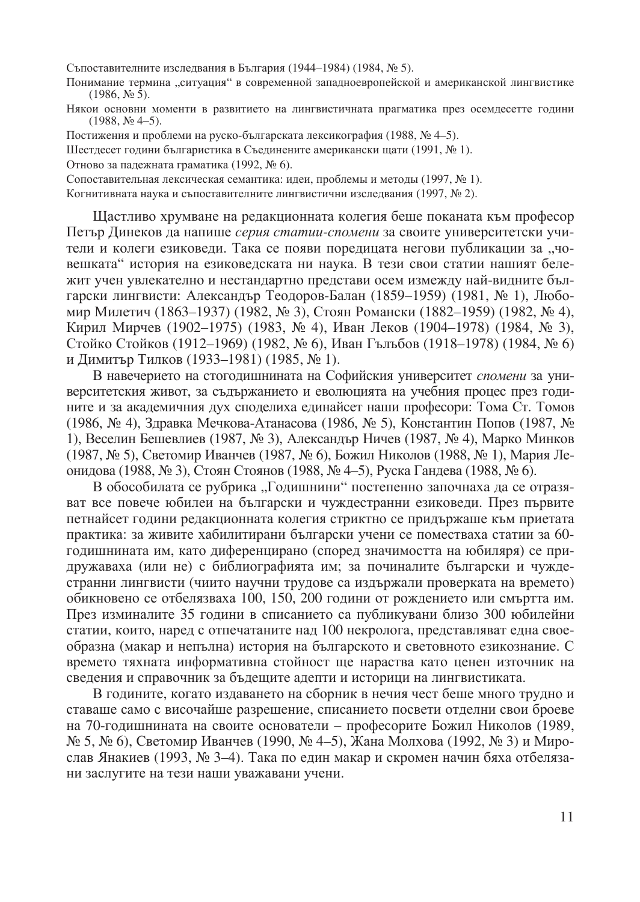Съпоставителните изследвания в България (1944–1984) (1984, № 5).

Понимание термина „ситуация" в современной западноевропейской и американской лингвистике (1986, № 5).

Някои основни моменти в развитието на лингвистичната прагматика през осемдесетте години (1988, № 4–5).

Постижения и проблеми на руско-българската лексикография (1988, № 4–5).

Шестдесет години българистика в Съединените американски щати (1991, № 1).

Отново за падежната граматика (1992, № 6).

Сопоставительная лексическая семантика: идеи, проблемы и методы (1997, № 1).

Когнитивната наука и съпоставителните лингвистични изследвания (1997, № 2).

Щастливо хрумване на редакционната колегия беше поканата към професор Петър Динеков да напише *серия статии-спомени* за своите университетски учители и колеги езиковеди. Така се появи поредицата негови публикации за „човешката" история на езиковедската ни наука. В тези свои статии нашият бележит учен увлекателно и нестандартно представи осем измежду най-видните български лингвисти: Александър Теодоров-Балан (1859–1959) (1981, № 1), Любомир Милетич (1863–1937) (1982, № 3), Стоян Романски (1882–1959) (1982, № 4), Кирил Мирчев (1902–1975) (1983, № 4), Иван Леков (1904–1978) (1984, № 3), Стойко Стойков (1912–1969) (1982, № 6), Иван Гълъбов (1918–1978) (1984, № 6) и Димитър Тилков (1933–1981) (1985, № 1).

В навечерието на стогодишнината на Софийския университет *спомени* за университетския живот, за съдържанието и еволюцията на учебния процес през годините и за академичния дух споделиха единайсет наши професори: Тома Ст. Томов (1986, № 4), Здравка Мечкова-Атанасова (1986, № 5), Константин Попов (1987, № 1), Веселин Бешевлиев (1987, № 3), Александър Ничев (1987, № 4), Марко Минков (1987, № 5), Светомир Иванчев (1987, № 6), Божил Николов (1988, № 1), Мария Леонидова (1988, № 3), Стоян Стоянов (1988, № 4–5), Руска Гандева (1988, № 6).

В обособилата се рубрика „Годишнини" постепенно започнаха да се отразяват все повече юбилеи на български и чуждестранни езиковеди. През първите петнайсет години редакционната колегия стриктно се придържаше към приетата практика: за живите хабилитирани български учени се поместваха статии за 60-годишнината им, като диференцирано (според значимостта на юбиляря) се придружаваха (или не) с библиографията им; за починалите български и чуждестранни лингвисти (чиито научни трудове са издържали проверката на времето) обикновено се отбелязваха 100, 150, 200 години от рождението или смъртта им. През изминалите 35 години в списанието са публикувани близо 300 юбилейни статии, които, наред с отпечатаните над 100 некролога, представляват една своеобразна (макар и непълна) история на българското и световното езикознание. С времето тяхната информативна стойност ще нараства като ценен източник на сведения и справочник за бъдещите адепти и историци на лингвистиката.

В годините, когато издаването на сборник в нечия чест беше много трудно и ставаше само с височайше разрешение, списанието посвети отделни свои броеве на 70-годишнината на своите основатели – професорите Божил Николов (1989, № 5, № 6), Светомир Иванчев (1990, № 4–5), Жана Молхова (1992, № 3) и Мирослав Янакиев (1993, № 3–4). Така по един макар и скромен начин бяха отбелязани заслугите на тези наши уважавани учени.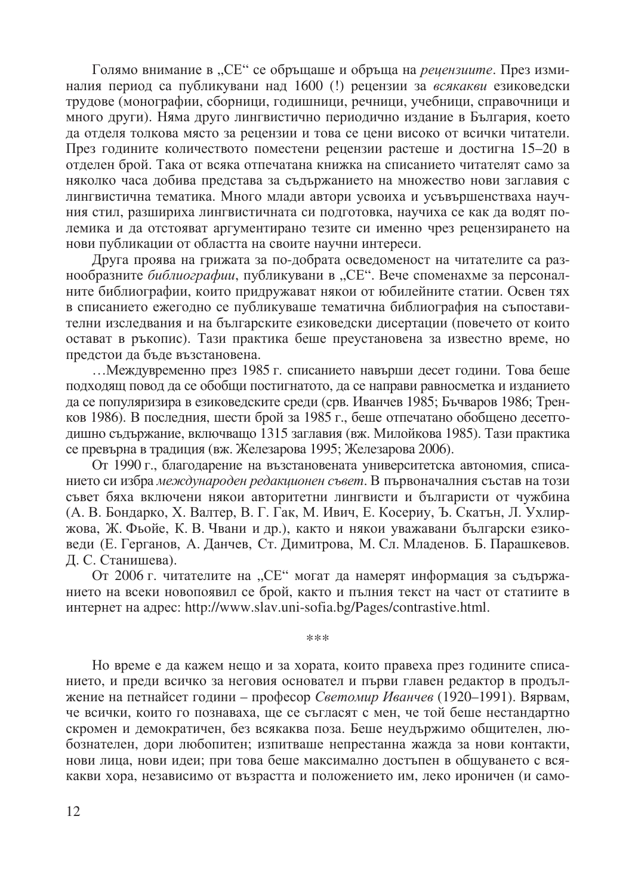Голямо внимание в „СЕ“ се обръщаше и обръща на *рецензиите*. През изминалия период са публикувани над 1600 (!) рецензии за *всякакви* езиковедски трудове (монографии, сборници, годишници, речници, учебници, справочници и много други). Няма друго лингвистично периодично издание в България, което да отделя толкова място за рецензии и това се цени високо от всички читатели. През годините количеството поместени рецензии растеше и достигна 15–20 в отделен брой. Така от всяка отпечатана книжка на списанието читателят само за няколко часа добива представа за съдържанието на множество нови заглавия с лингвистична тематика. Много млади автори усвоиха и усъвършенстваха научния стил, разшириха лингвистичната си подготовка, научиха се как да водят полемика и да отстояват аргументирано тезите си именно чрез рецензирането на нови публикации от областта на своите научни интереси.

Друга проява на грижата за по-добрата осведоменост на читателите са разнообразните *библиографии*, публикувани в „СЕ“. Вече споменахме за персоналните библиографии, които придружават някои от юбилейните статии. Освен тях в списанието ежегодно се публикуваше тематична библиография на съпоставителни изследвания и на българските езиковедски дисертации (повечето от които остават в ръкопис). Тази практика беше преустановена за известно време, но предстои да бъде възстановена.

…Междувременно през 1985 г. списанието навърши десет години. Това беше подходящ повод да се обобщи постигнатото, да се направи равносметка и изданието да се популяризира в езиковедските среди (срв. Иванчев 1985; Бъчваров 1986; Тренков 1986). В последния, шести брой за 1985 г., беше отпечатано обобщено десетгодишно съдържание, включващо 1315 заглавия (вж. Милойкова 1985). Тази практика се превърна в традиция (вж. Железарова 1995; Железарова 2006).

От 1990 г., благодарение на възстановената университетска автономия, списанието си избра *международен редакционен съвет*. В първоначалния състав на този съвет бяха включени някои авторитетни лингвисти и българисти от чужбина (А. В. Бондарко, Х. Валтер, В. Г. Гак, М. Ивич, Е. Косериу, Ъ. Скатън, Л. Ухлиржова, Ж. Фьойе, К. В. Чвани и др.), както и някои уважавани български езиковеди (Е. Герганов, А. Данчев, Ст. Димитрова, М. Сл. Младенов. Б. Парашкевов. Д. С. Станишева).

От 2006 г. читателите на „СЕ“ могат да намерят информация за съдържанието на всеки новопоявил се брой, както и пълния текст на част от статиите в интернет на адрес: http://www.slav.uni-sofia.bg/Pages/contrastive.html.

\*\*\*

Но време е да кажем нещо и за хората, които правеха през годините списанието, и преди всичко за неговия основател и първи главен редактор в продължение на петнайсет години – професор *Светомир Иванчев* (1920–1991). Вярвам, че всички, които го познаваха, ще се съгласят с мен, че той беше нестандартно скромен и демократичен, без всякаква поза. Беше неудържимо общителен, любознателен, дори любопитен; изпитваше непрестанна жажда за нови контакти, нови лица, нови идеи; при това беше максимално достъпен в общуването с всякакви хора, независимо от възрастта и положението им, леко ироничен (и само-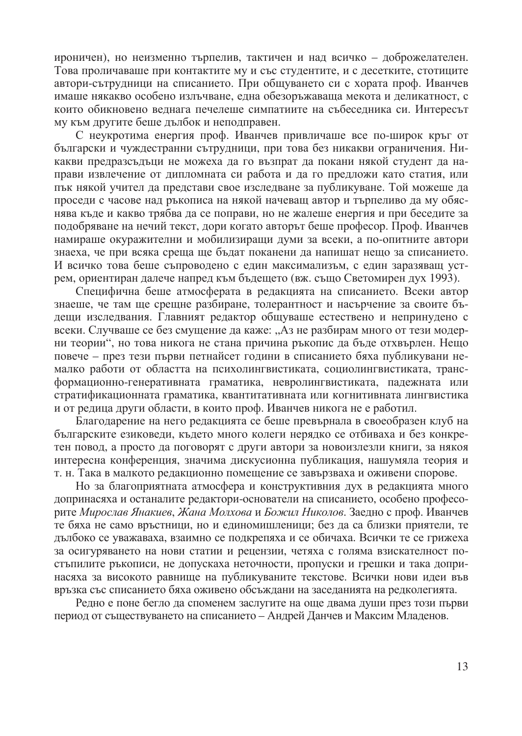ироничен), но неизменно търпелив, тактичен и над всичко – доброжелателен. Това проличаваше при контактите му и със студентите, и с десетките, стотиците автори-сътрудници на списанието. При общуването си с хората проф. Иванчев имаше някакво особено излъчване, една обезоръжаваща мекота и деликатност, с които обикновено веднага печелеше симпатиите на събеседника си. Интересът му към другите беше дълбок и неподправен.

С неукротима енергия проф. Иванчев привличаше все по-широк кръг от български и чуждестранни сътрудници, при това без никакви ограничения. Никакви предразсъдъци не можеха да го възпрат да покани някой студент да направи извлечение от дипломната си работа и да го предложи като статия, или пък някой учител да представи свое изследване за публикуване. Той можеше да проседи с часове над ръкописа на някой начеващ автор и търпеливо да му обяснява къде и какво трябва да се поправи, но не жалеше енергия и при беседите за подобряване на нечий текст, дори когато авторът беше професор. Проф. Иванчев намираше окуражителни и мобилизиращи думи за всеки, а по-опитните автори знаеха, че при всяка среща ще бъдат поканени да напишат нещо за списанието. И всичко това беше съпроводено с един максимализъм, с един заразяващ устрем, ориентиран далече напред към бъдещето (вж. също Светомирен дух 1993).

Специфична беше атмосферата в редакцията на списанието. Всеки автор знаеше, че там ще срещне разбиране, толерантност и насърчение за своите бъдещи изследвания. Главният редактор общуваше естествено и непринудено с всеки. Случваше се без смущение да каже: „Аз не разбирам много от тези модерни теории“, но това никога не стана причина ръкопис да бъде отхвърлен. Нещо повече – през тези първи петнайсет години в списанието бяха публикувани немалко работи от областта на психолингвистиката, социолингвистиката, трансформационно-генеративната граматика, невролингвистиката, падежната или стратификационната граматика, квантитативната или когнитивната лингвистика и от редица други области, в които проф. Иванчев никога не е работил.

Благодарение на него редакцията се беше превърнала в своеобразен клуб на българските езиковеди, където много колеги нерядко се отбиваха и без конкретен повод, а просто да поговорят с други автори за новоизлезли книги, за някоя интересна конференция, значима дискусионна публикация, нашумяла теория и т. н. Така в малкото редакционно помещение се завързваха и оживени спорове.

Но за благоприятната атмосфера и конструктивния дух в редакцията много допринасяха и останалите редактори-основатели на списанието, особено професорите *Мирослав Янакиев*, *Жана Молхова* и *Божил Николов*. Заедно с проф. Иванчев те бяха не само връстници, но и единомишленици; без да са близки приятели, те дълбоко се уважаваха, взаимно се подкрепяха и се обичаха. Всички те се грижеха за осигуряването на нови статии и рецензии, четяха с голяма взискателност постъпилите ръкописи, не допускаха неточности, пропуски и грешки и така допринасяха за високото равнище на публикуваните текстове. Всички нови идеи във връзка със списанието бяха оживено обсъждани на заседанията на редколегията.

Редно е поне бегло да споменем заслугите на още двама души през този първи период от съществуването на списанието – Андрей Данчев и Максим Младенов.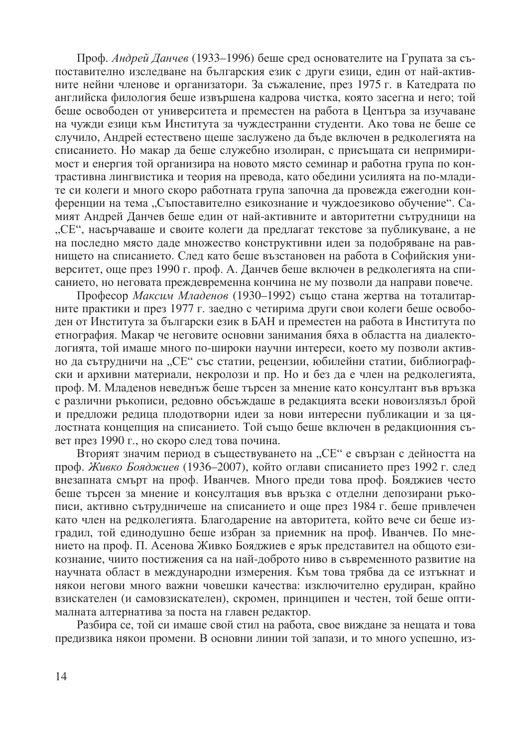Проф. *Андрей Данчев* (1933–1996) беше сред основателите на Групата за съпоставително изследване на българския език с други езици, един от най-активните нейни членове и организатори. За съжаление, през 1975 г. в Катедрата по английска филология беше извършена кадрова чистка, която засегна и него; той беше освободен от университета и преместен на работа в Центъра за изучаване на чужди езици към Института за чуждестранни студенти. Ако това не беше се случило, Андрей естествено щеше заслужено да бъде включен в редколегията на списанието. Но макар да беше служебно изолиран, с присъщата си непримиримост и енергия той организира на новото място семинар и работна група по контрастивна лингвистика и теория на превода, като обедини усилията на по-младите си колеги и много скоро работната група започна да провежда ежегодни конференции на тема „Съпоставително езикознание и чуждоезиково обучение". Самият Андрей Данчев беше един от най-активните и авторитетни сътрудници на „СЕ", насърчаваше и своите колеги да предлагат текстове за публикуване, а не на последно място даде множество конструктивни идеи за подобряване на равнището на списанието. След като беше възстановен на работа в Софийския университет, още през 1990 г. проф. А. Данчев беше включен в редколегията на списанието, но неговата преждевременна кончина не му позволи да направи повече.

Професор *Максим Младенов* (1930–1992) също стана жертва на тоталитарните практики и през 1977 г. заедно с четирима други свои колеги беше освободен от Института за български език в БАН и преместен на работа в Института по етнография. Макар че неговите основни занимания бяха в областта на диалектологията, той имаше много по-широки научни интереси, което му позволи активно да сътрудничи на „СЕ" със статии, рецензии, юбилейни статии, библиографски и архивни материали, некролози и пр. Но и без да е член на редколегията, проф. М. Младенов неведнъж беше търсен за мнение като консултант във връзка с различни ръкописи, редовно обсъждаше в редакцията всеки новоизлязъл брой и предложи редица плодотворни идеи за нови интересни публикации и за цялостната концепция на списанието. Той също беше включен в редакционния съвет през 1990 г., но скоро след това почина.

Вторият значим период в съществуването на „СЕ" е свързан с дейността на проф. *Живко Бояджиев* (1936–2007), който оглави списанието през 1992 г. след внезапната смърт на проф. Иванчев. Много преди това проф. Бояджиев често беше търсен за мнение и консултация във връзка с отделни депозирани ръкописи, активно сътрудничеше на списанието и още през 1984 г. беше привлечен като член на редколегията. Благодарение на авторитета, който вече си беше изградил, той единодушно беше избран за приемник на проф. Иванчев. По мнението на проф. П. Асенова Живко Бояджиев е ярък представител на общото езикознание, чиито постижения са на най-доброто ниво в съвременното развитие на научната област в международни измерения. Към това трябва да се изтъкнат и някои негови много важни човешки качества: изключително ерудиран, крайно взискателен (и самовзискателен), скромен, принципен и честен, той беше оптималната алтернатива за поста на главен редактор.

Разбира се, той си имаше свой стил на работа, свое виждане за нещата и това предизвика някои промени. В основни линии той запази, и то много успешно, из-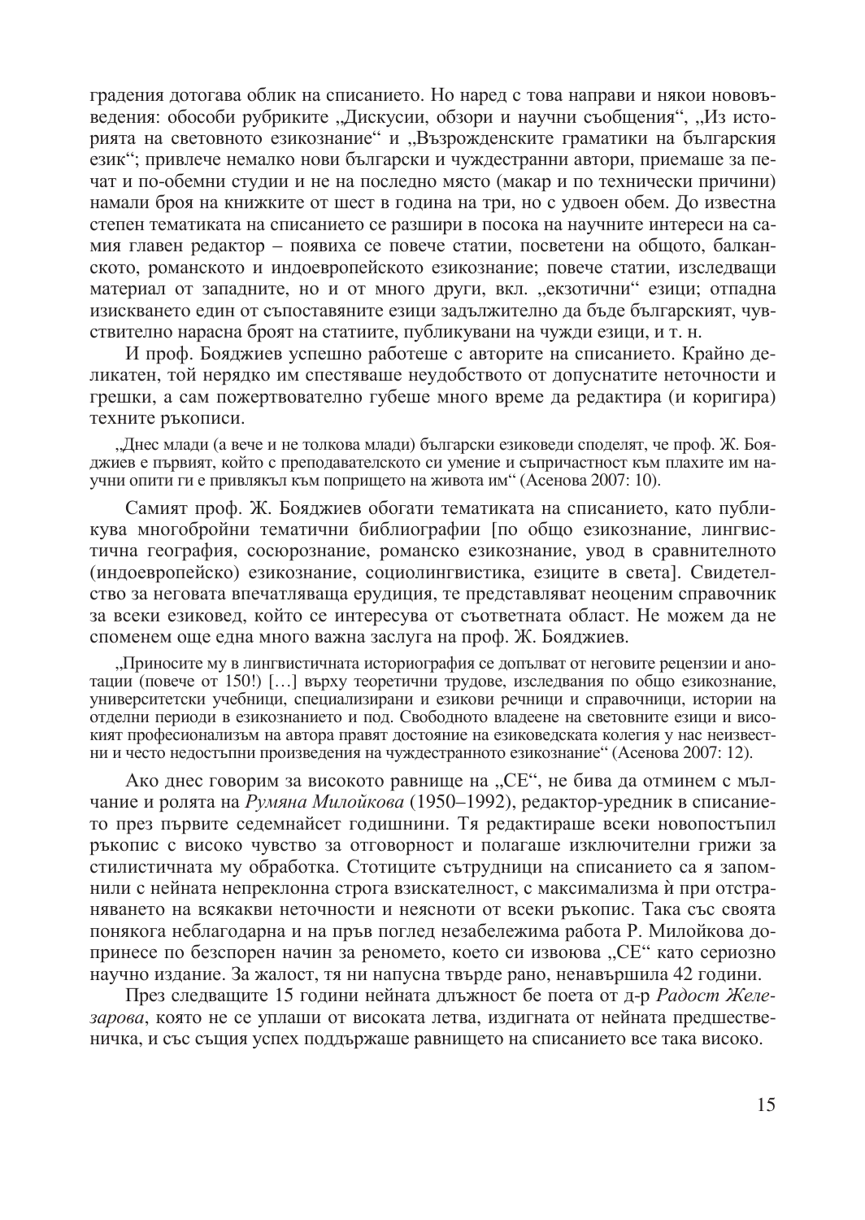градения дотогава облик на списанието. Но наред с това направи и някои нововъведения: обособи рубриките „Дискусии, обзори и научни съобщения", „Из историята на световното езикознание" и „Възрожденските граматики на българския език"; привлече немалко нови български и чуждестранни автори, приемаше за печат и по-обемни студии и не на последно място (макар и по технически причини) намали броя на книжките от шест в година на три, но с удвоен обем. До известна степен тематиката на списанието се разшири в посока на научните интереси на самия главен редактор – появиха се повече статии, посветени на общото, балканското, романското и индоевропейското езикознание; повече статии, изследващи материал от западните, но и от много други, вкл. „екзотични" езици; отпадна изискването един от съпоставяните езици задължително да бъде българският, чувствително нарасна броят на статиите, публикувани на чужди езици, и т. н.

И проф. Бояджиев успешно работеше с авторите на списанието. Крайно деликатен, той нерядко им спестяваше неудобството от допуснатите неточности и грешки, а сам пожертвователно губеше много време да редактира (и коригира) техните ръкописи.

> „Днес млади (а вече и не толкова млади) български езиковеди споделят, че проф. Ж. Бояджиев е първият, който с преподавателското си умение и съпричастност към плахите им научни опити ги е привлякъл към попрището на живота им" (Асенова 2007: 10).

Самият проф. Ж. Бояджиев обогати тематиката на списанието, като публикува многобройни тематични библиографии [по общо езикознание, лингвистична география, сосюрознание, романско езикознание, увод в сравнителното (индоевропейско) езикознание, социолингвистика, езиците в света]. Свидетелство за неговата впечатляваща ерудиция, те представляват неоценим справочник за всеки езиковед, който се интересува от съответната област. Не можем да не споменем още една много важна заслуга на проф. Ж. Бояджиев.

> „Приносите му в лингвистичната историография се допълват от неговите рецензии и анотации (повече от 150!) […] върху теоретични трудове, изследвания по общо езикознание, университетски учебници, специализирани и езикови речници и справочници, истории на отделни периоди в езикознанието и под. Свободното владеене на световните езици и високият професионализъм на автора правят достояние на езиковедската колегия у нас неизвестни и често недостъпни произведения на чуждестранното езикознание" (Асенова 2007: 12).

Ако днес говорим за високото равнище на „СЕ", не бива да отминем с мълчание и ролята на *Румяна Милойкова* (1950–1992), редактор-уредник в списанието през първите седемнайсет годишнини. Тя редактираше всеки новопостъпил ръкопис с високо чувство за отговорност и полагаше изключителни грижи за стилистичната му обработка. Стотиците сътрудници на списанието са я запомнили с нейната непреклонна строга взискателност, с максимализма ѝ при отстраняването на всякакви неточности и неясноти от всеки ръкопис. Така със своята понякога неблагодарна и на пръв поглед незабележима работа Р. Милойкова допринесе по безспорен начин за реномето, което си извоюва „СЕ" като сериозно научно издание. За жалост, тя ни напусна твърде рано, ненавършила 42 години.

През следващите 15 години нейната длъжност бе поета от д-р *Радост Железарова*, която не се уплаши от високата летва, издигната от нейната предшественичка, и със същия успех поддържаше равнището на списанието все така високо.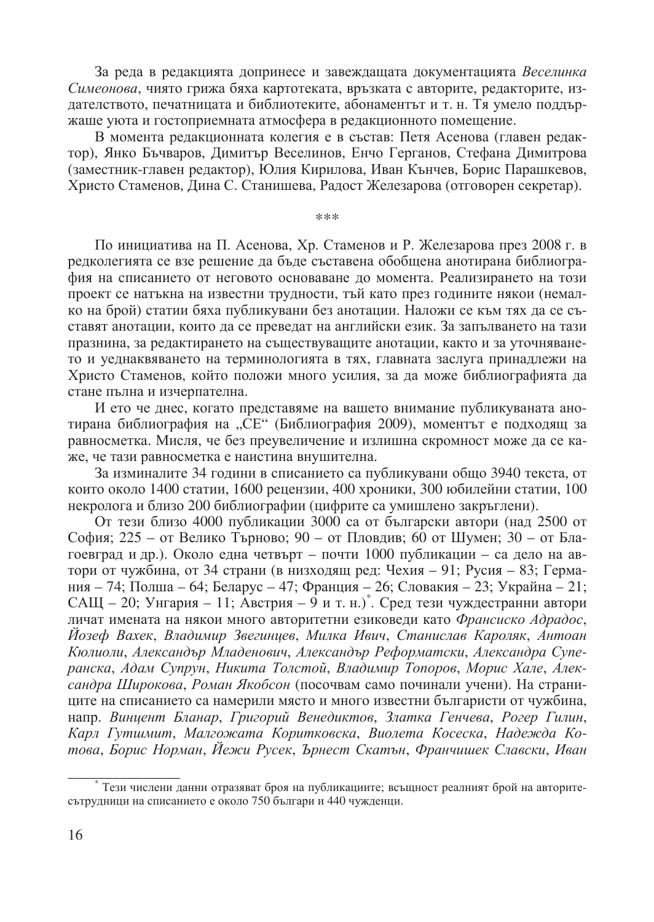За реда в редакцията допринесе и завеждащата документацията *Веселинка Симеонова*, чиято грижа бяха картотеката, връзката с авторите, редакторите, издателството, печатницата и библиотеките, абонаментът и т. н. Тя умело поддържаше уюта и гостоприемната атмосфера в редакционното помещение.

В момента редакционната колегия е в състав: Петя Асенова (главен редактор), Янко Бъчваров, Димитър Веселинов, Енчо Герганов, Стефана Димитрова (заместник-главен редактор), Юлия Кирилова, Иван Кънчев, Борис Парашкевов, Христо Стаменов, Дина С. Станишева, Радост Железарова (отговорен секретар).

***

По инициатива на П. Асенова, Хр. Стаменов и Р. Железарова през 2008 г. в редколегията се взе решение да бъде съставена обобщена анотирана библиография на списанието от неговото основаване до момента. Реализирането на този проект се натъкна на известни трудности, тъй като през годините някои (немалко на брой) статии бяха публикувани без анотации. Наложи се към тях да се съставят анотации, които да се преведат на английски език. За запълването на тази празнина, за редактирането на съществуващите анотации, както и за уточняването и уеднаквяването на терминологията в тях, главната заслуга принадлежи на Христо Стаменов, който положи много усилия, за да може библиографията да стане пълна и изчерпателна.

И ето че днес, когато представяме на вашето внимание публикуваната анотирана библиография на „СЕ“ (Библиография 2009), моментът е подходящ за равносметка. Мисля, че без преувеличение и излишна скромност може да се каже, че тази равносметка е наистина внушителна.

За изминалите 34 години в списанието са публикувани общо 3940 текста, от които около 1400 статии, 1600 рецензии, 400 хроники, 300 юбилейни статии, 100 некролога и близо 200 библиографии (цифрите са умишлено закръглени).

От тези близо 4000 публикации 3000 са от български автори (над 2500 от София; 225 – от Велико Търново; 90 – от Пловдив; 60 от Шумен; 30 – от Благоевград и др.). Около една четвърт – почти 1000 публикации – са дело на автори от чужбина, от 34 страни (в низходящ ред: Чехия – 91; Русия – 83; Германия – 74; Полша – 64; Беларус – 47; Франция – 26; Словакия – 23; Украйна – 21; САЩ – 20; Унгария – 11; Австрия – 9 и т. н.)*. Сред тези чуждестранни автори личат имената на някои много авторитетни езиковеди като *Франсиско Адрадос*, *Йозеф Вахек*, *Владимир Звегинцев*, *Милка Ивич*, *Станислав Кароляк*, *Антоан Кюлиоли*, *Александър Младенович*, *Александър Реформатски*, *Александра Суперанска*, *Адам Супрун*, *Никита Толстой*, *Владимир Топоров*, *Морис Хале*, *Александра Широкова*, *Роман Якобсон* (посочвам само починали учени). На страниците на списанието са намерили място и много известни българисти от чужбина, напр. *Винцент Бланар*, *Григорий Венедиктов*, *Златка Генчева*, *Рогер Гилин*, *Карл Гутшмит*, *Малгожата Коритковска*, *Виолета Косеска*, *Надежда Котова*, *Борис Норман*, *Йежи Русек*, *Ърнест Скатън*, *Франчишек Славски*, *Иван*

---

* Тези числени данни отразяват броя на публикациите; всъщност реалният брой на авторите-сътрудници на списанието е около 750 българи и 440 чужденци.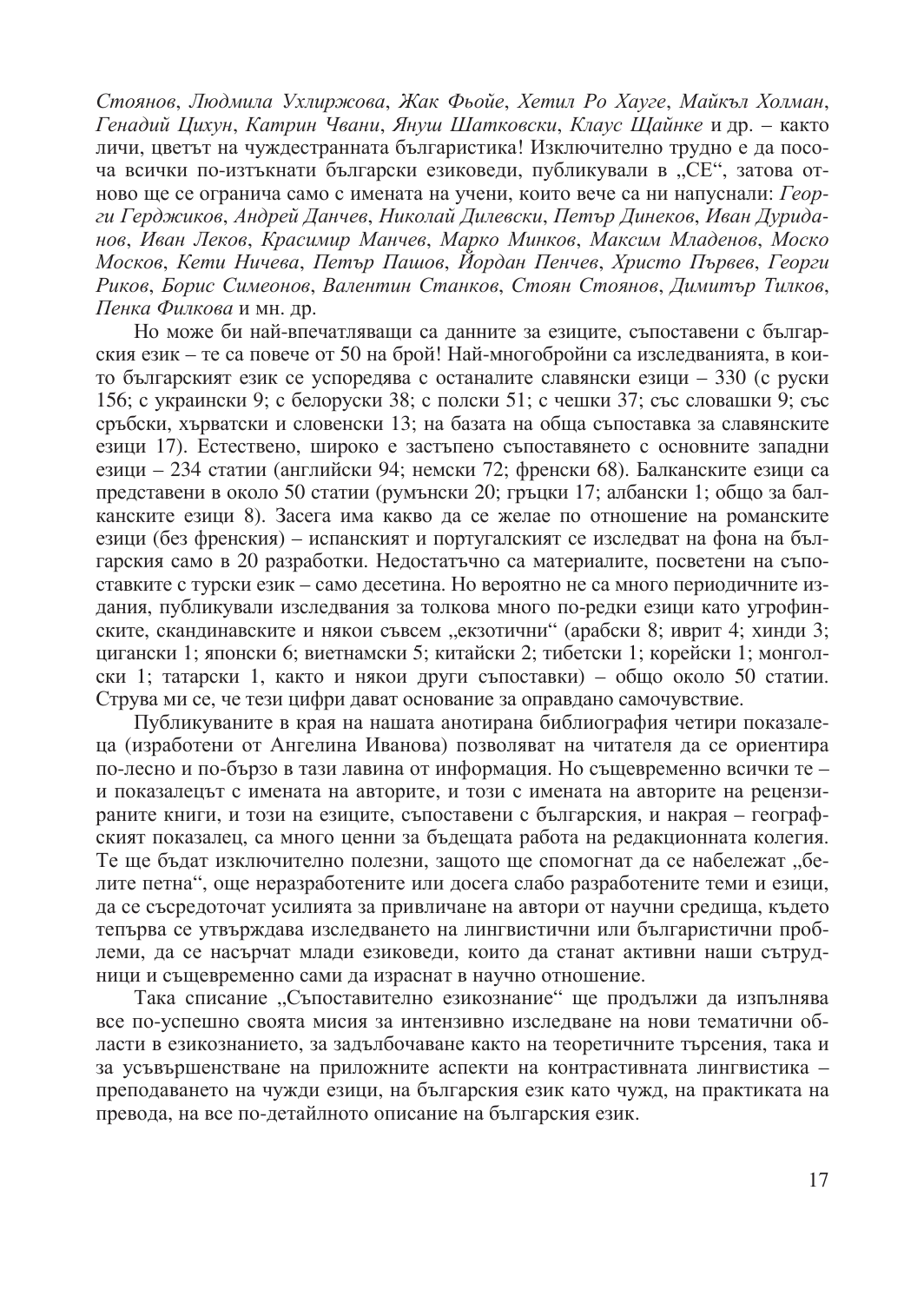*Стоянов*, *Людмила Ухлиржова*, *Жак Фьойе*, *Хетил Ро Хауге*, *Майкъл Холман*, *Генадий Цихун*, *Катрин Чвани*, *Януш Шатковски*, *Клаус Щайнке* и др. – както личи, цветът на чуждестранната българистика! Изключително трудно е да посоча всички по-изтъкнати български езиковеди, публикували в „СЕ“, затова отново ще се огранича само с имената на учени, които вече са ни напуснали: *Георги Герджиков*, *Андрей Данчев*, *Николай Дилевски*, *Петър Динеков*, *Иван Дуриданов*, *Иван Леков*, *Красимир Манчев*, *Марко Минков*, *Максим Младенов*, *Моско Москов*, *Кети Ничева*, *Петър Пашов*, *Йордан Пенчев*, *Христо Първев*, *Георги Риков*, *Борис Симеонов*, *Валентин Станков*, *Стоян Стоянов*, *Димитър Тилков*, *Пенка Филкова* и мн. др.

Но може би най-впечатляващи са данните за езиците, съпоставени с българския език – те са повече от 50 на брой! Най-многобройни са изследванията, в които българският език се успоредява с останалите славянски езици – 330 (с руски 156; с украински 9; с белоруски 38; с полски 51; с чешки 37; със словашки 9; със сръбски, хърватски и словенски 13; на базата на обща съпоставка за славянските езици 17). Естествено, широко е застъпено съпоставянето с основните западни езици – 234 статии (английски 94; немски 72; френски 68). Балканските езици са представени в около 50 статии (румънски 20; гръцки 17; албански 1; общо за балканските езици 8). Засега има какво да се желае по отношение на романските езици (без френския) – испанският и португалският се изследват на фона на българския само в 20 разработки. Недостатъчно са материалите, посветени на съпоставките с турски език – само десетина. Но вероятно не са много периодичните издания, публикували изследвания за толкова много по-редки езици като угрофинските, скандинавските и някои съвсем „екзотични“ (арабски 8; иврит 4; хинди 3; цигански 1; японски 6; виетнамски 5; китайски 2; тибетски 1; корейски 1; монголски 1; татарски 1, както и някои други съпоставки) – общо около 50 статии. Струва ми се, че тези цифри дават основание за оправдано самочувствие.

Публикуваните в края на нашата анотирана библиография четири показалеца (изработени от Ангелина Иванова) позволяват на читателя да се ориентира по-лесно и по-бързо в тази лавина от информация. Но същевременно всички те – и показалецът с имената на авторите, и този с имената на авторите на рецензираните книги, и този на езиците, съпоставени с българския, и накрая – географският показалец, са много ценни за бъдещата работа на редакционната колегия. Те ще бъдат изключително полезни, защото ще спомогнат да се набележат „белите петна“, още неразработените или досега слабо разработените теми и езици, да се съсредоточат усилията за привличане на автори от научни средища, където тепърва се утвърждава изследването на лингвистични или българистични проблеми, да се насърчат млади езиковеди, които да станат активни наши сътрудници и същевременно сами да израснат в научно отношение.

Така списание „Съпоставително езикознание“ ще продължи да изпълнява все по-успешно своята мисия за интензивно изследване на нови тематични области в езикознанието, за задълбочаване както на теоретичните търсения, така и за усъвършенстване на приложните аспекти на контрастивната лингвистика – преподаването на чужди езици, на българския език като чужд, на практиката на превода, на все по-детайлното описание на българския език.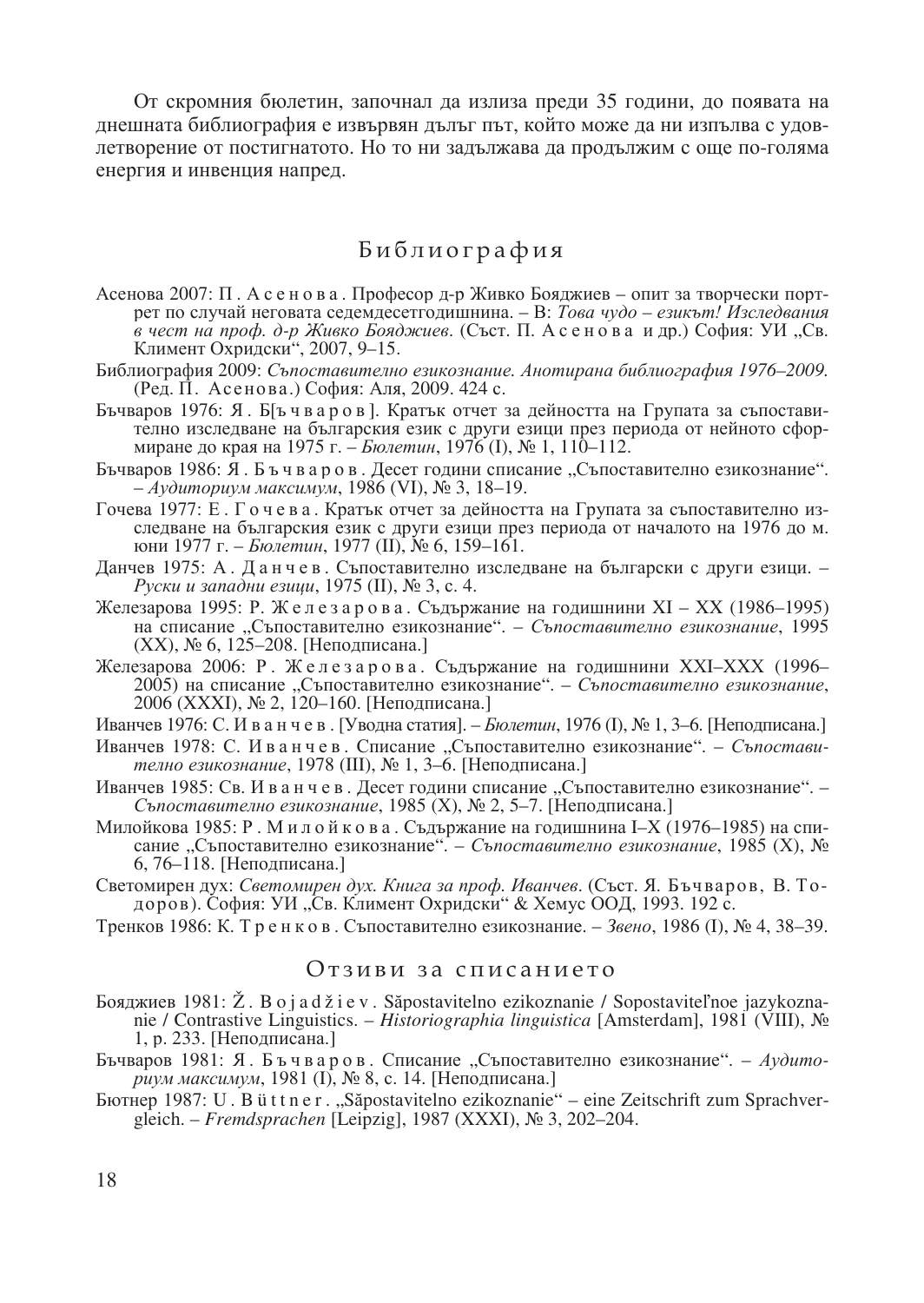От скромния бюлетин, започнал да излиза преди 35 години, до появата на днешната библиография е извървян дълъг път, който може да ни изпълва с удовлетворение от постигнатото. Но то ни задължава да продължим с още по-голяма енергия и инвенция напред.

## Библиография

Асенова 2007: П. Асенова. Професор д-р Живко Бояджиев – опит за творчески портрет по случай неговата седемдесетгодишнина. – В: *Това чудо – езикът! Изследвания в чест на проф. д-р Живко Бояджиев*. (Съст. П. Асенова и др.) София: УИ „Св. Климент Охридски", 2007, 9–15.

Библиография 2009: *Съпоставително езикознание. Анотирана библиография 1976–2009.* (Ред. П. Асенова.) София: Аля, 2009. 424 с.

Бъчваров 1976: Я. Б[ъчваров]. Кратък отчет за дейността на Групата за съпоставително изследване на българския език с други езици през периода от нейното сформиране до края на 1975 г. – *Бюлетин*, 1976 (I), № 1, 110–112.

Бъчваров 1986: Я. Бъчваров. Десет години списание „Съпоставително езикознание". – *Аудиториум максимум*, 1986 (VI), № 3, 18–19.

Гочева 1977: Е. Гочева. Кратък отчет за дейността на Групата за съпоставително изследване на българския език с други езици през периода от началото на 1976 до м. юни 1977 г. – *Бюлетин*, 1977 (II), № 6, 159–161.

Данчев 1975: А. Данчев. Съпоставително изследване на български с други езици. – *Руски и западни езици*, 1975 (II), № 3, с. 4.

Железарова 1995: Р. Железарова. Съдържание на годишнини XI – XX (1986–1995) на списание „Съпоставително езикознание". – *Съпоставително езикознание*, 1995 (XX), № 6, 125–208. [Неподписана.]

Железарова 2006: Р. Железарова. Съдържание на годишнини XXI–XXX (1996–2005) на списание „Съпоставително езикознание". – *Съпоставително езикознание*, 2006 (XXXI), № 2, 120–160. [Неподписана.]

Иванчев 1976: С. Иванчев. [Уводна статия]. – *Бюлетин*, 1976 (I), № 1, 3–6. [Неподписана.]

Иванчев 1978: С. Иванчев. Списание „Съпоставително езикознание". – *Съпоставително езикознание*, 1978 (III), № 1, 3–6. [Неподписана.]

Иванчев 1985: Св. Иванчев. Десет години списание „Съпоставително езикознание". – *Съпоставително езикознание*, 1985 (X), № 2, 5–7. [Неподписана.]

Милойкова 1985: Р. Милойкова. Съдържание на годишнина I–X (1976–1985) на списание „Съпоставително езикознание". – *Съпоставително езикознание*, 1985 (X), № 6, 76–118. [Неподписана.]

Светомирен дух: *Светомирен дух. Книга за проф. Иванчев*. (Съст. Я. Бъчваров, В. Тодоров). София: УИ „Св. Климент Охридски" & Хемус ООД, 1993. 192 с.

Тренков 1986: К. Тренков. Съпоставително езикознание. – *Звено*, 1986 (I), № 4, 38–39.

## Отзиви за списанието

Бояджиев 1981: Ž. Bojadžiev. Săpostavitelno ezikoznanie / Sopostavitel'noe jazykoznanie / Contrastive Linguistics. – *Historiographia linguistica* [Amsterdam], 1981 (VIII), № 1, p. 233. [Неподписана.]

Бъчваров 1981: Я. Бъчваров. Списание „Съпоставително езикознание". – *Аудиториум максимум*, 1981 (I), № 8, с. 14. [Неподписана.]

Бютнер 1987: U. Büttner. „Săpostavitelno ezikoznanie" – eine Zeitschrift zum Sprachvergleich. – *Fremdsprachen* [Leipzig], 1987 (XXXI), № 3, 202–204.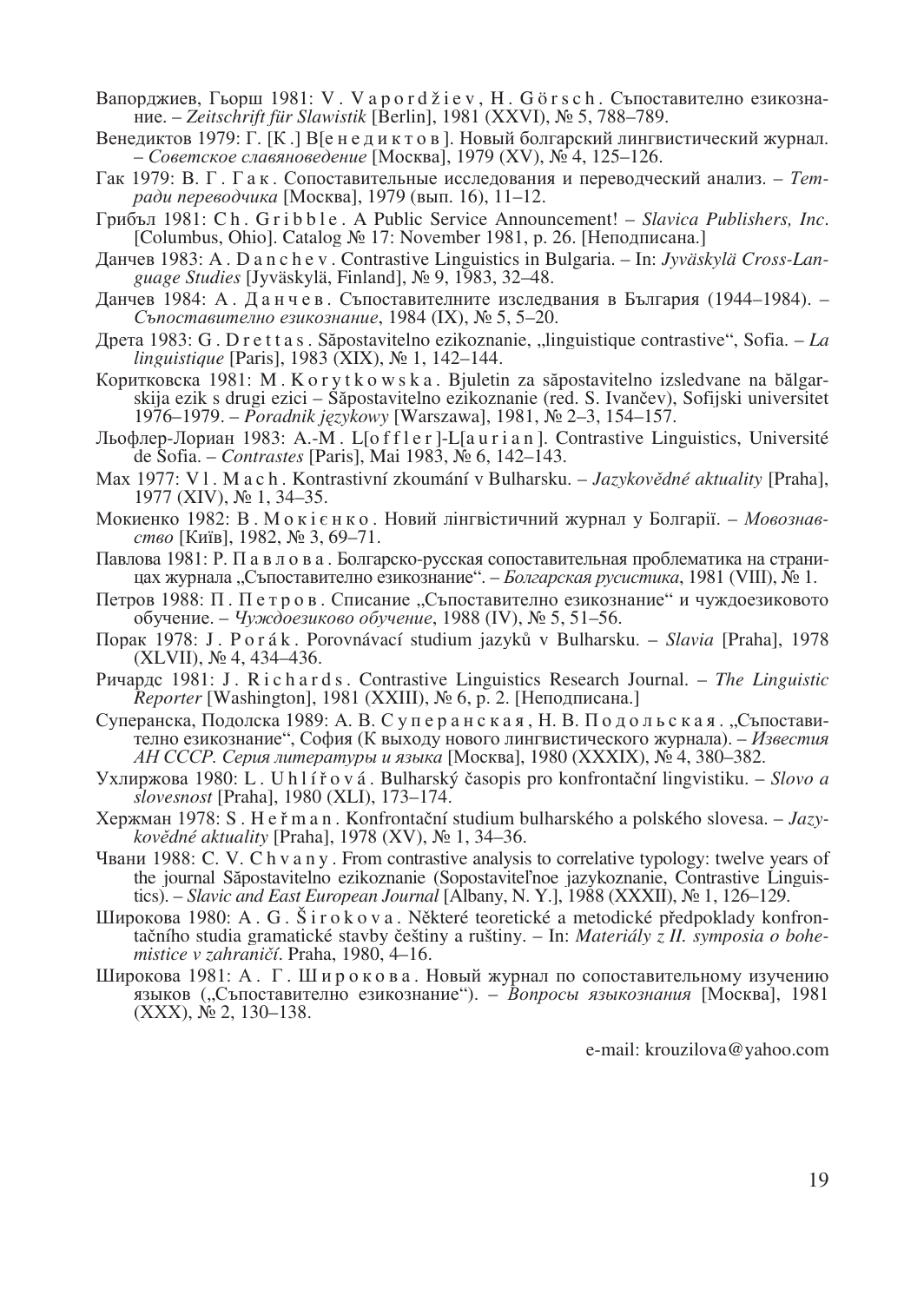Вапорджиев, Гьорш 1981: V. V a p o r d ž i e v, H. G ö r s c h. Съпоставително езикознание. – *Zeitschrift für Slawistik* [Berlin], 1981 (XXVI), № 5, 788–789.

Венедиктов 1979: Г. [К.] В[е н е д и к т о в]. Новый болгарский лингвистический журнал. – *Советское славяноведение* [Москва], 1979 (XV), № 4, 125–126.

Гак 1979: В. Г. Г а к. Сопоставительные исследования и переводческий анализ. – *Тетради переводчика* [Москва], 1979 (вып. 16), 11–12.

Грибъл 1981: C h. G r i b b l e. A Public Service Announcement! – *Slavica Publishers, Inc*. [Columbus, Ohio]. Catalog № 17: November 1981, p. 26. [Неподписана.]

Данчев 1983: A. D a n c h e v. Contrastive Linguistics in Bulgaria. – In: *Jyväskylä Cross-Language Studies* [Jyväskylä, Finland], № 9, 1983, 32–48.

Данчев 1984: А. Д а н ч е в. Съпоставителните изследвания в България (1944–1984). – *Съпоставително езикознание*, 1984 (IX), № 5, 5–20.

Дрета 1983: G. D r e t t a s. Săpostavitelno ezikoznanie, „linguistique contrastive“, Sofia. – *La linguistique* [Paris], 1983 (XIX), № 1, 142–144.

Коритковска 1981: M. K o r y t k o w s k a. Bjuletin za săpostavitelno izsledvane na bălgarskija ezik s drugi ezici – Săpostavitelno ezikoznanie (red. S. Ivančev), Sofijski universitet 1976–1979. – *Poradnik językowy* [Warszawa], 1981, № 2–3, 154–157.

Льофлер-Лориан 1983: A.-M. L[o f f l e r]-L[a u r i a n]. Contrastive Linguistics, Université de Sofia. – *Contrastes* [Paris], Mai 1983, № 6, 142–143.

Мах 1977: V l. M a c h. Kontrastivní zkoumání v Bulharsku. – *Jazykovědné aktuality* [Praha], 1977 (XIV), № 1, 34–35.

Мокиенко 1982: В. М о к і є н к о. Новий лінгвістичний журнал у Болгарії. – *Мовознавство* [Київ], 1982, № 3, 69–71.

Павлова 1981: Р. П а в л о в а. Болгарско-русская сопоставительная проблематика на страницах журнала „Съпоставително езикознание“. – *Болгарская русистика*, 1981 (VIII), № 1.

Петров 1988: П. П е т р о в. Списание „Съпоставително езикознание“ и чуждоезиковото обучение. – *Чуждоезиково обучение*, 1988 (IV), № 5, 51–56.

Порак 1978: J. P o r á k. Porovnávací studium jazyků v Bulharsku. – *Slavia* [Praha], 1978 (XLVII), № 4, 434–436.

Ричардс 1981: J. R i c h a r d s. Contrastive Linguistics Research Journal. – *The Linguistic Reporter* [Washington], 1981 (XXIII), № 6, p. 2. [Неподписана.]

Суперанска, Подолска 1989: А. В. С у п е р а н с к а я, Н. В. П о д о л ь с к а я. „Съпоставително езикознание“, София (К выходу нового лингвистического журнала). – *Известия АН СССР. Серия литературы и языка* [Москва], 1980 (XXXIX), № 4, 380–382.

Ухлиржова 1980: L. U h l í ř o v á. Bulharský časopis pro konfrontační lingvistiku. – *Slovo a slovesnost* [Praha], 1980 (XLI), 173–174.

Хержман 1978: S. H e ř m a n. Konfrontační studium bulharského a polského slovesa. – *Jazykovědné aktuality* [Praha], 1978 (XV), № 1, 34–36.

Чвани 1988: C. V. C h v a n y. From contrastive analysis to correlative typology: twelve years of the journal Săpostavitelno ezikoznanie (Sopostavitel'noe jazykoznanie, Contrastive Linguistics). – *Slavic and East European Journal* [Albany, N. Y.], 1988 (XXXII), № 1, 126–129.

Широкова 1980: A. G. Š i r o k o v a. Některé teoretické a metodické předpoklady konfrontačního studia gramatické stavby češtiny a ruštiny. – In: *Materiály z II. symposia o bohemistice v zahraničí*. Praha, 1980, 4–16.

Широкова 1981: А. Г. Ш и р о к о в а. Новый журнал по сопоставительному изучению языков („Съпоставително езикознание“). – *Вопросы языкознания* [Москва], 1981 (XXX), № 2, 130–138.

e-mail: krouzilova@yahoo.com